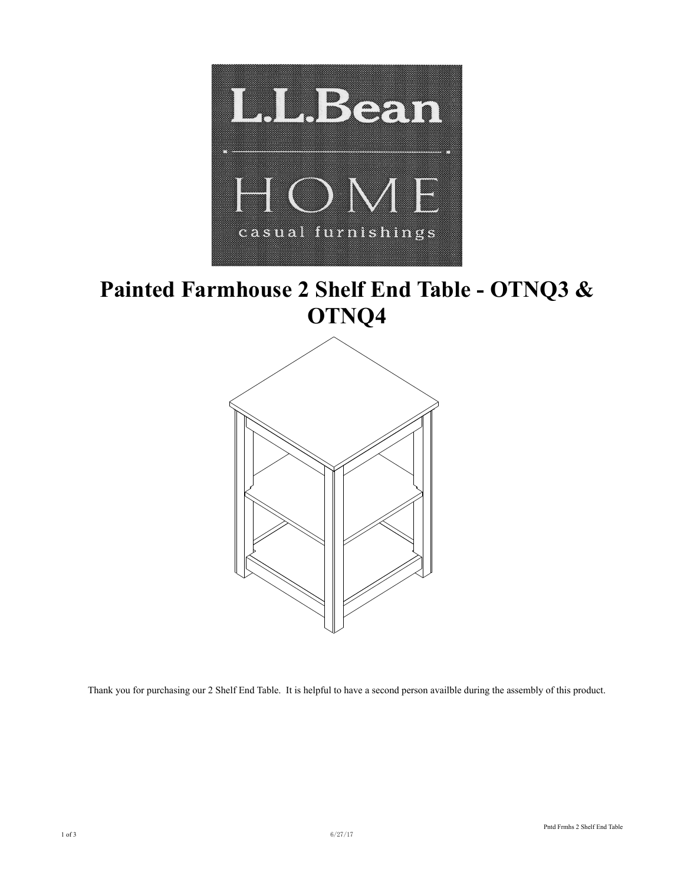# Painted Farmhouse 2 Shelf End Table - OTNQ3 & OTNQ4

Thank you for purchasing our 2 Shelf End Table. It is helpful to have a second person availble during the assembly of this product.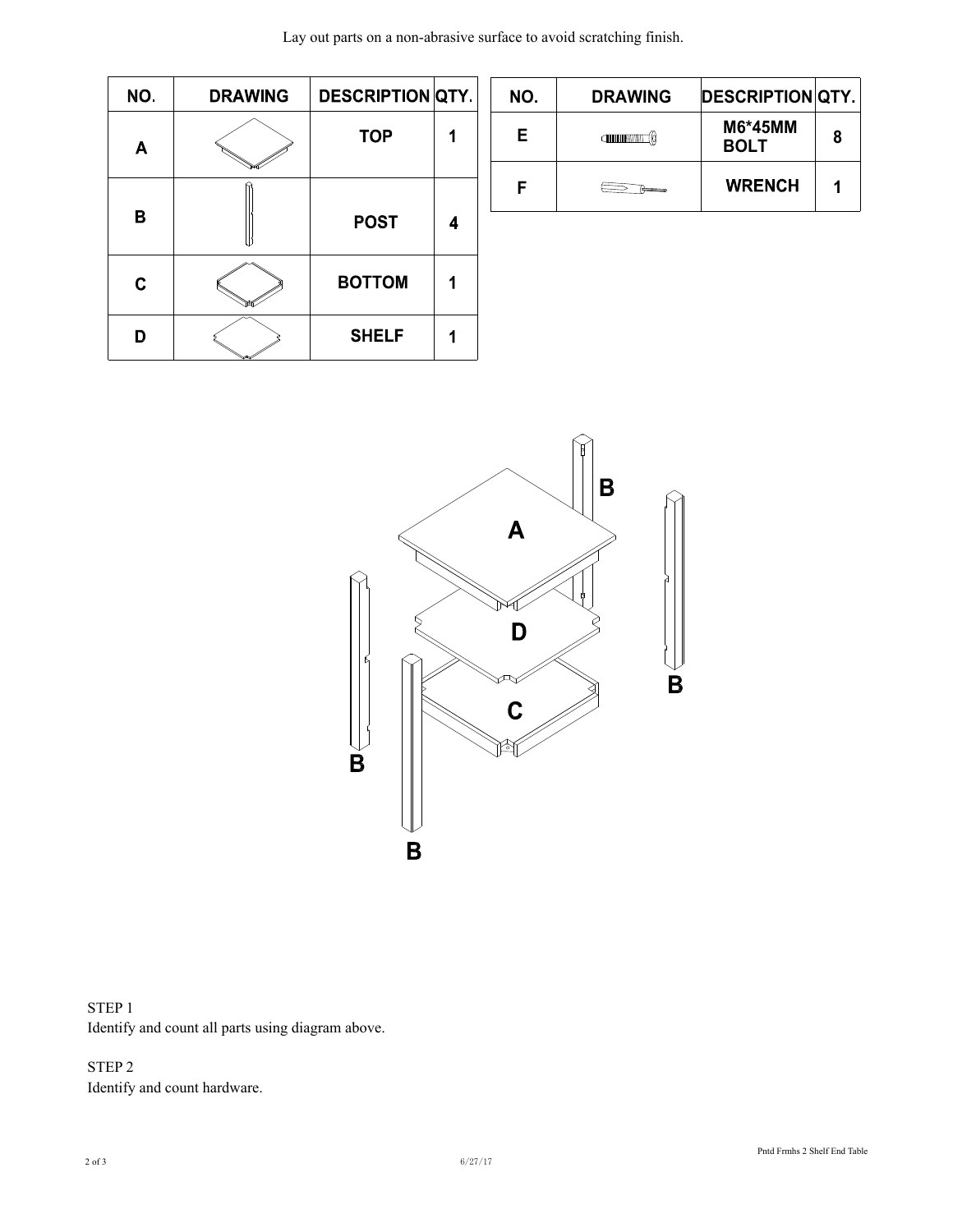Lay out parts on a non-abrasive surface to avoid scratching finish.

| NO. | DRAWING | DESCRIPTION | QTY. |
|---|---|---|---|
| A | | TOP | 1 |
| B | | POST | 4 |
| C | | BOTTOM | 1 |
| D | | SHELF | 1 |

| NO. | DRAWING | DESCRIPTION | QTY. |
|---|---|---|---|
| E | | M6*45MM BOLT | 8 |
| F | | WRENCH | 1 |

STEP 1
Identify and count all parts using diagram above.

STEP 2
Identify and count hardware.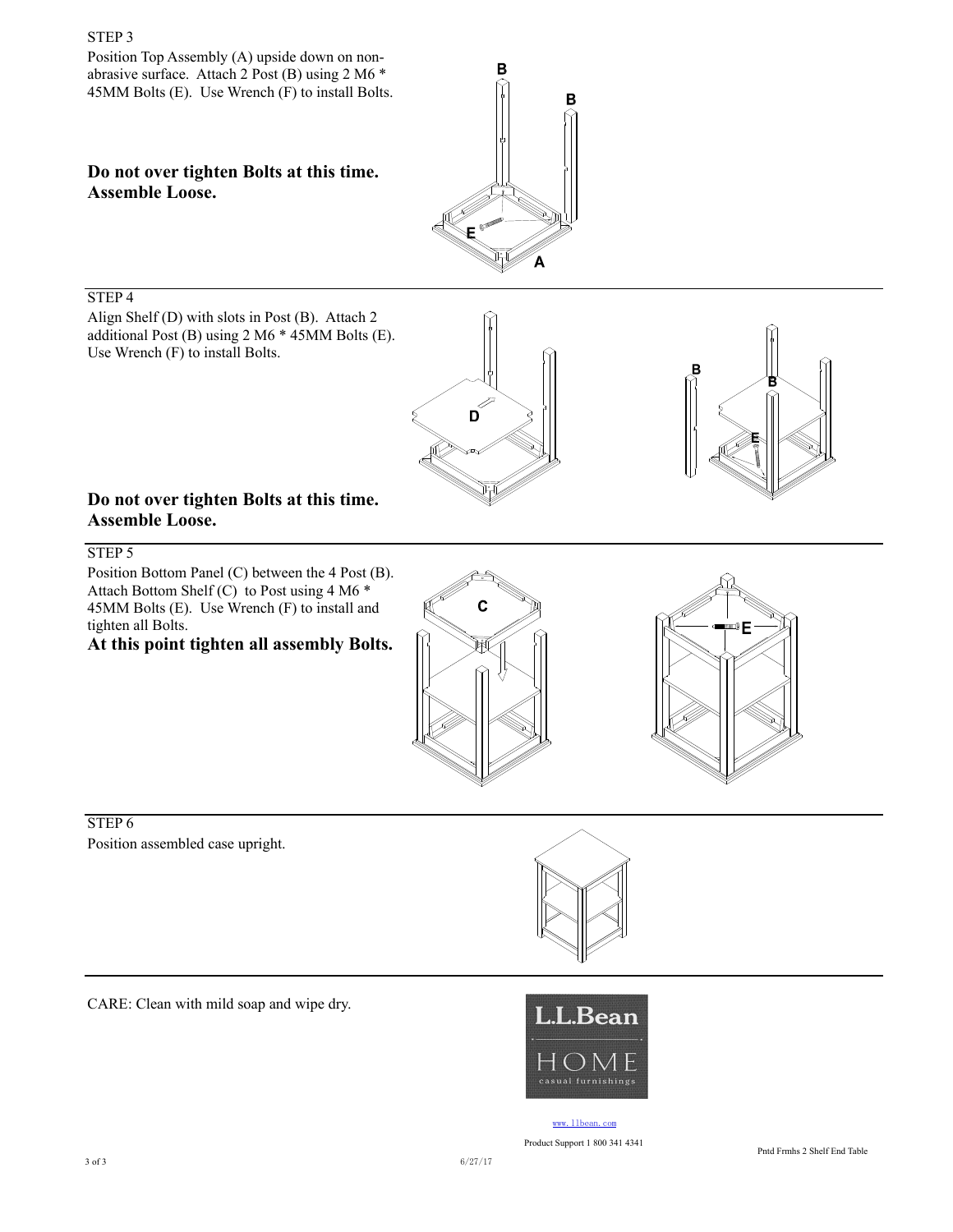STEP 3

Position Top Assembly (A) upside down on non-abrasive surface. Attach 2 Post (B) using 2 M6 * 45MM Bolts (E). Use Wrench (F) to install Bolts.

**Do not over tighten Bolts at this time.**
**Assemble Loose.**

B
B
E
A

STEP 4

Align Shelf (D) with slots in Post (B). Attach 2 additional Post (B) using 2 M6 * 45MM Bolts (E). Use Wrench (F) to install Bolts.

D
B
B
E

**Do not over tighten Bolts at this time.**
**Assemble Loose.**

STEP 5

Position Bottom Panel (C) between the 4 Post (B). Attach Bottom Shelf (C) to Post using 4 M6 * 45MM Bolts (E). Use Wrench (F) to install and tighten all Bolts.

**At this point tighten all assembly Bolts.**

C
E

STEP 6

Position assembled case upright.

CARE: Clean with mild soap and wipe dry.

L.L.Bean
HOME
casual furnishings

www.llbean.com

Product Support 1 800 341 4341

6/27/17

Pntd Frmhs 2 Shelf End Table